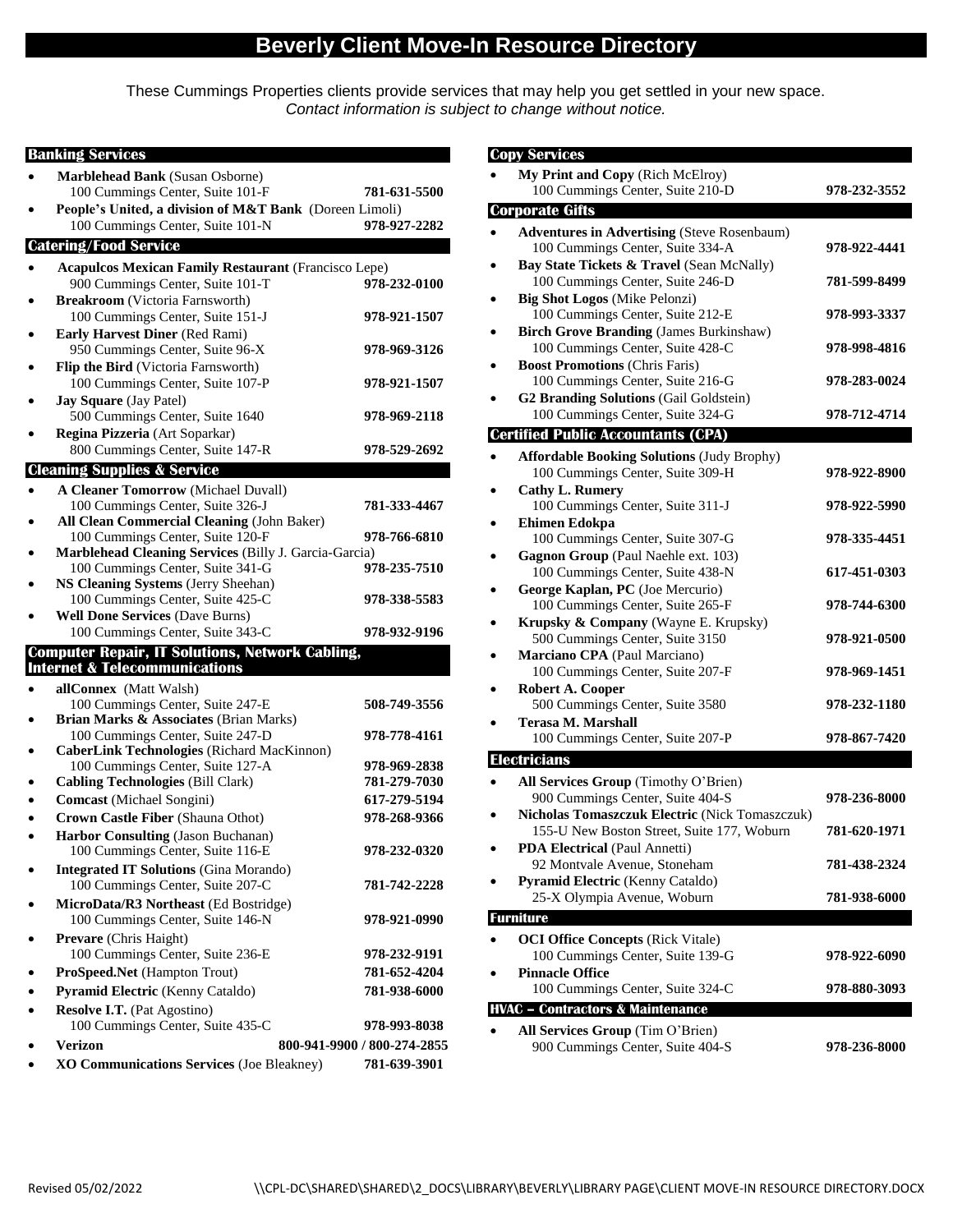# Beverly Client Move-In Resource Directory

These Cummings Properties clients provide services that may help you get settled in your new space.
*Contact information is subject to change without notice.*

## Banking Services

- **Marblehead Bank** (Susan Osborne)
  100 Cummings Center, Suite 101-F — **781-631-5500**
- **People's United, a division of M&T Bank** (Doreen Limoli)
  100 Cummings Center, Suite 101-N — **978-927-2282**

## Catering/Food Service

- **Acapulcos Mexican Family Restaurant** (Francisco Lepe)
  900 Cummings Center, Suite 101-T — **978-232-0100**
- **Breakroom** (Victoria Farnsworth)
  100 Cummings Center, Suite 151-J — **978-921-1507**
- **Early Harvest Diner** (Red Rami)
  950 Cummings Center, Suite 96-X — **978-969-3126**
- **Flip the Bird** (Victoria Farnsworth)
  100 Cummings Center, Suite 107-P — **978-921-1507**
- **Jay Square** (Jay Patel)
  500 Cummings Center, Suite 1640 — **978-969-2118**
- **Regina Pizzeria** (Art Soparkar)
  800 Cummings Center, Suite 147-R — **978-529-2692**

## Cleaning Supplies & Service

- **A Cleaner Tomorrow** (Michael Duvall)
  100 Cummings Center, Suite 326-J — **781-333-4467**
- **All Clean Commercial Cleaning** (John Baker)
  100 Cummings Center, Suite 120-F — **978-766-6810**
- **Marblehead Cleaning Services** (Billy J. Garcia-Garcia)
  100 Cummings Center, Suite 341-G — **978-235-7510**
- **NS Cleaning Systems** (Jerry Sheehan)
  100 Cummings Center, Suite 425-C — **978-338-5583**
- **Well Done Services** (Dave Burns)
  100 Cummings Center, Suite 343-C — **978-932-9196**

## Computer Repair, IT Solutions, Network Cabling, Internet & Telecommunications

- **allConnex** (Matt Walsh)
  100 Cummings Center, Suite 247-E — **508-749-3556**
- **Brian Marks & Associates** (Brian Marks)
  100 Cummings Center, Suite 247-D — **978-778-4161**
- **CaberLink Technologies** (Richard MacKinnon)
  100 Cummings Center, Suite 127-A — **978-969-2838**
- **Cabling Technologies** (Bill Clark) — **781-279-7030**
- **Comcast** (Michael Songini) — **617-279-5194**
- **Crown Castle Fiber** (Shauna Othot) — **978-268-9366**
- **Harbor Consulting** (Jason Buchanan)
  100 Cummings Center, Suite 116-E — **978-232-0320**
- **Integrated IT Solutions** (Gina Morando)
  100 Cummings Center, Suite 207-C — **781-742-2228**
- **MicroData/R3 Northeast** (Ed Bostridge)
  100 Cummings Center, Suite 146-N — **978-921-0990**
- **Prevare** (Chris Haight)
  100 Cummings Center, Suite 236-E — **978-232-9191**
- **ProSpeed.Net** (Hampton Trout) — **781-652-4204**
- **Pyramid Electric** (Kenny Cataldo) — **781-938-6000**
- **Resolve I.T.** (Pat Agostino)
  100 Cummings Center, Suite 435-C — **978-993-8038**
- **Verizon** — **800-941-9900 / 800-274-2855**
- **XO Communications Services** (Joe Bleakney) — **781-639-3901**

## Copy Services

- **My Print and Copy** (Rich McElroy)
  100 Cummings Center, Suite 210-D — **978-232-3552**

## Corporate Gifts

- **Adventures in Advertising** (Steve Rosenbaum)
  100 Cummings Center, Suite 334-A — **978-922-4441**
- **Bay State Tickets & Travel** (Sean McNally)
  100 Cummings Center, Suite 246-D — **781-599-8499**
- **Big Shot Logos** (Mike Pelonzi)
  100 Cummings Center, Suite 212-E — **978-993-3337**
- **Birch Grove Branding** (James Burkinshaw)
  100 Cummings Center, Suite 428-C — **978-998-4816**
- **Boost Promotions** (Chris Faris)
  100 Cummings Center, Suite 216-G — **978-283-0024**
- **G2 Branding Solutions** (Gail Goldstein)
  100 Cummings Center, Suite 324-G — **978-712-4714**

## Certified Public Accountants (CPA)

- **Affordable Booking Solutions** (Judy Brophy)
  100 Cummings Center, Suite 309-H — **978-922-8900**
- **Cathy L. Rumery**
  100 Cummings Center, Suite 311-J — **978-922-5990**
- **Ehimen Edokpa**
  100 Cummings Center, Suite 307-G — **978-335-4451**
- **Gagnon Group** (Paul Naehle ext. 103)
  100 Cummings Center, Suite 438-N — **617-451-0303**
- **George Kaplan, PC** (Joe Mercurio)
  100 Cummings Center, Suite 265-F — **978-744-6300**
- **Krupsky & Company** (Wayne E. Krupsky)
  500 Cummings Center, Suite 3150 — **978-921-0500**
- **Marciano CPA** (Paul Marciano)
  100 Cummings Center, Suite 207-F — **978-969-1451**
- **Robert A. Cooper**
  500 Cummings Center, Suite 3580 — **978-232-1180**
- **Terasa M. Marshall**
  100 Cummings Center, Suite 207-P — **978-867-7420**

## Electricians

- **All Services Group** (Timothy O'Brien)
  900 Cummings Center, Suite 404-S — **978-236-8000**
- **Nicholas Tomaszczuk Electric** (Nick Tomaszczuk)
  155-U New Boston Street, Suite 177, Woburn — **781-620-1971**
- **PDA Electrical** (Paul Annetti)
  92 Montvale Avenue, Stoneham — **781-438-2324**
- **Pyramid Electric** (Kenny Cataldo)
  25-X Olympia Avenue, Woburn — **781-938-6000**

## Furniture

- **OCI Office Concepts** (Rick Vitale)
  100 Cummings Center, Suite 139-G — **978-922-6090**
- **Pinnacle Office**
  100 Cummings Center, Suite 324-C — **978-880-3093**

## HVAC – Contractors & Maintenance

- **All Services Group** (Tim O'Brien)
  900 Cummings Center, Suite 404-S — **978-236-8000**

Revised 05/02/2022 \\CPL-DC\SHARED\SHARED\2_DOCS\LIBRARY\BEVERLY\LIBRARY PAGE\CLIENT MOVE-IN RESOURCE DIRECTORY.DOCX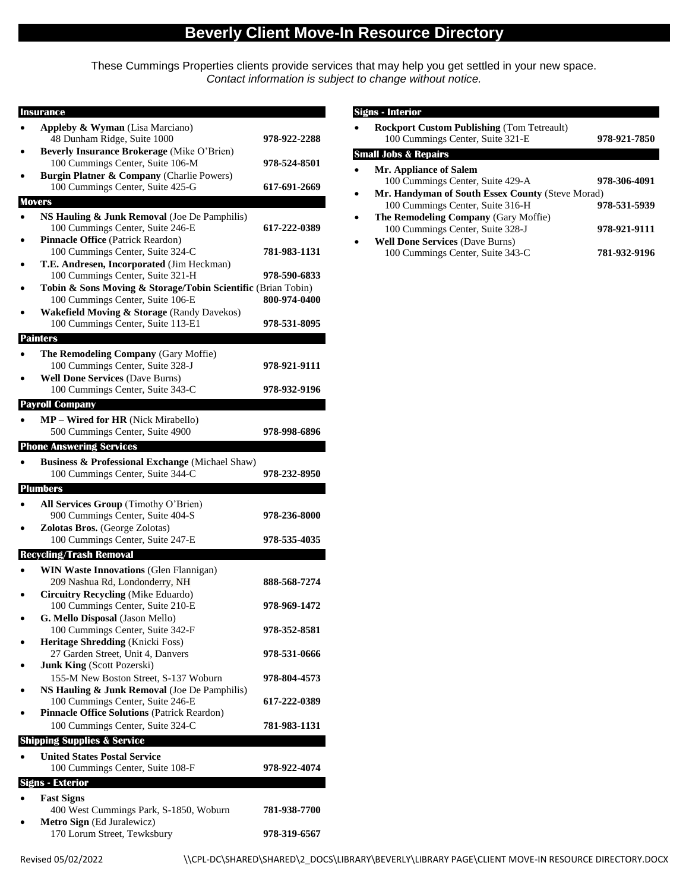# Beverly Client Move-In Resource Directory

These Cummings Properties clients provide services that may help you get settled in your new space.
*Contact information is subject to change without notice.*

## Insurance

- **Appleby & Wyman** (Lisa Marciano)
  48 Dunham Ridge, Suite 1000 — **978-922-2288**
- **Beverly Insurance Brokerage** (Mike O'Brien)
  100 Cummings Center, Suite 106-M — **978-524-8501**
- **Burgin Platner & Company** (Charlie Powers)
  100 Cummings Center, Suite 425-G — **617-691-2669**

## Movers

- **NS Hauling & Junk Removal** (Joe De Pamphilis)
  100 Cummings Center, Suite 246-E — **617-222-0389**
- **Pinnacle Office** (Patrick Reardon)
  100 Cummings Center, Suite 324-C — **781-983-1131**
- **T.E. Andresen, Incorporated** (Jim Heckman)
  100 Cummings Center, Suite 321-H — **978-590-6833**
- **Tobin & Sons Moving & Storage/Tobin Scientific** (Brian Tobin)
  100 Cummings Center, Suite 106-E — **800-974-0400**
- **Wakefield Moving & Storage** (Randy Davekos)
  100 Cummings Center, Suite 113-E1 — **978-531-8095**

## Painters

- **The Remodeling Company** (Gary Moffie)
  100 Cummings Center, Suite 328-J — **978-921-9111**
- **Well Done Services** (Dave Burns)
  100 Cummings Center, Suite 343-C — **978-932-9196**

## Payroll Company

- **MP – Wired for HR** (Nick Mirabello)
  500 Cummings Center, Suite 4900 — **978-998-6896**

## Phone Answering Services

- **Business & Professional Exchange** (Michael Shaw)
  100 Cummings Center, Suite 344-C — **978-232-8950**

## Plumbers

- **All Services Group** (Timothy O'Brien)
  900 Cummings Center, Suite 404-S — **978-236-8000**
- **Zolotas Bros.** (George Zolotas)
  100 Cummings Center, Suite 247-E — **978-535-4035**

## Recycling/Trash Removal

- **WIN Waste Innovations** (Glen Flannigan)
  209 Nashua Rd, Londonderry, NH — **888-568-7274**
- **Circuitry Recycling** (Mike Eduardo)
  100 Cummings Center, Suite 210-E — **978-969-1472**
- **G. Mello Disposal** (Jason Mello)
  100 Cummings Center, Suite 342-F — **978-352-8581**
- **Heritage Shredding** (Knicki Foss)
  27 Garden Street, Unit 4, Danvers — **978-531-0666**
- **Junk King** (Scott Pozerski)
  155-M New Boston Street, S-137 Woburn — **978-804-4573**
- **NS Hauling & Junk Removal** (Joe De Pamphilis)
  100 Cummings Center, Suite 246-E — **617-222-0389**
- **Pinnacle Office Solutions** (Patrick Reardon)
  100 Cummings Center, Suite 324-C — **781-983-1131**

## Shipping Supplies & Service

- **United States Postal Service**
  100 Cummings Center, Suite 108-F — **978-922-4074**

## Signs - Exterior

- **Fast Signs**
  400 West Cummings Park, S-1850, Woburn — **781-938-7700**
- **Metro Sign** (Ed Juralewicz)
  170 Lorum Street, Tewksbury — **978-319-6567**

## Signs - Interior

- **Rockport Custom Publishing** (Tom Tetreault)
  100 Cummings Center, Suite 321-E — **978-921-7850**

## Small Jobs & Repairs

- **Mr. Appliance of Salem**
  100 Cummings Center, Suite 429-A — **978-306-4091**
- **Mr. Handyman of South Essex County** (Steve Morad)
  100 Cummings Center, Suite 316-H — **978-531-5939**
- **The Remodeling Company** (Gary Moffie)
  100 Cummings Center, Suite 328-J — **978-921-9111**
- **Well Done Services** (Dave Burns)
  100 Cummings Center, Suite 343-C — **781-932-9196**

Revised 05/02/2022 \\CPL-DC\SHARED\SHARED\2_DOCS\LIBRARY\BEVERLY\LIBRARY PAGE\CLIENT MOVE-IN RESOURCE DIRECTORY.DOCX